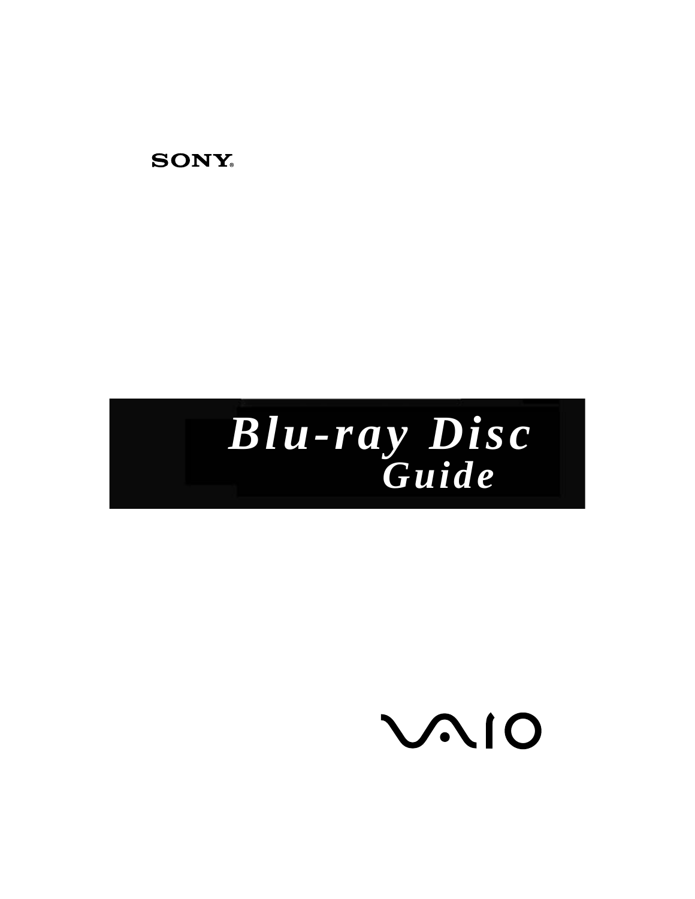SONY

# Blu-ray Disc Guide

VAIO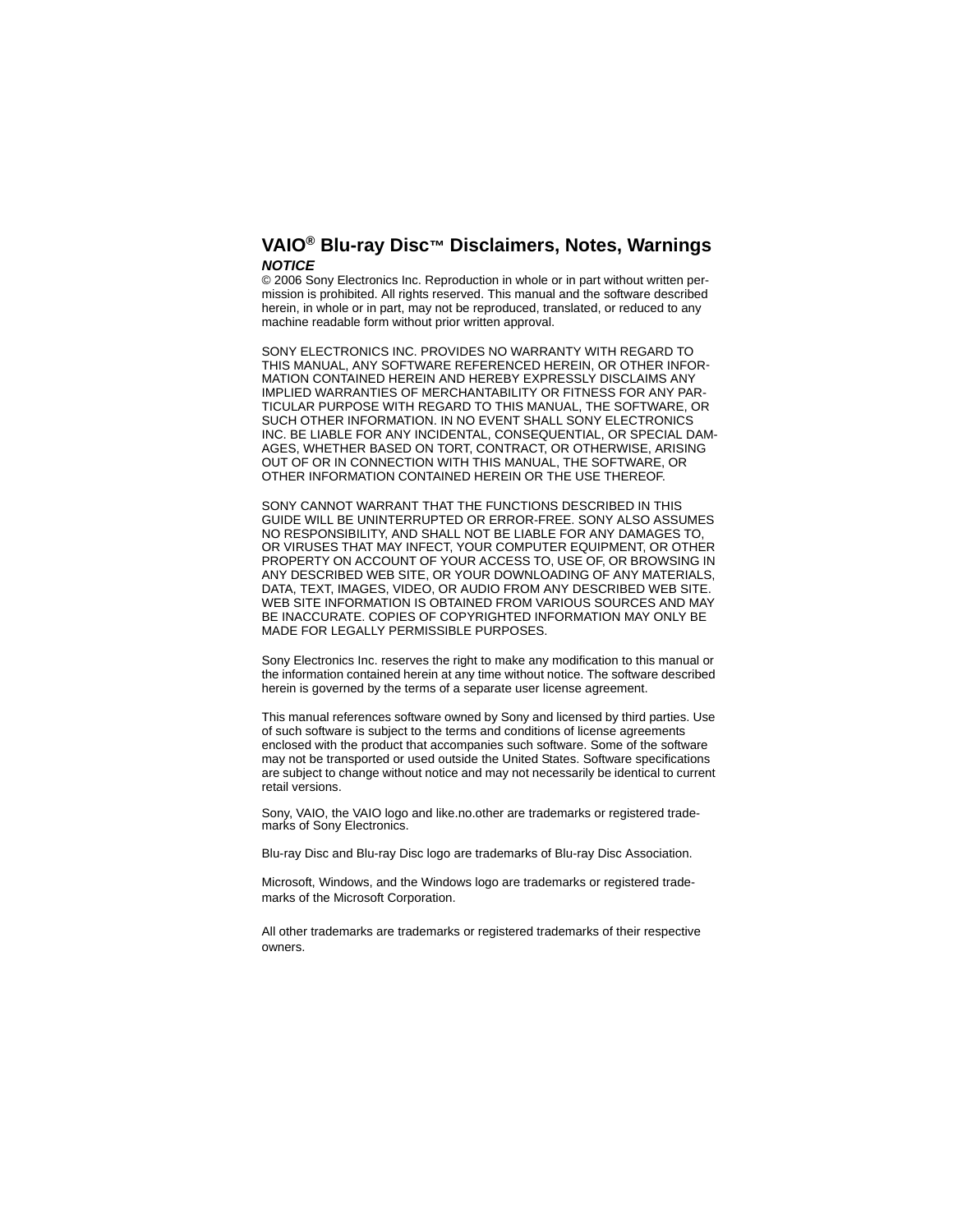# VAIO® Blu-ray Disc™ Disclaimers, Notes, Warnings

***NOTICE***

© 2006 Sony Electronics Inc. Reproduction in whole or in part without written permission is prohibited. All rights reserved. This manual and the software described herein, in whole or in part, may not be reproduced, translated, or reduced to any machine readable form without prior written approval.

SONY ELECTRONICS INC. PROVIDES NO WARRANTY WITH REGARD TO THIS MANUAL, ANY SOFTWARE REFERENCED HEREIN, OR OTHER INFORMATION CONTAINED HEREIN AND HEREBY EXPRESSLY DISCLAIMS ANY IMPLIED WARRANTIES OF MERCHANTABILITY OR FITNESS FOR ANY PARTICULAR PURPOSE WITH REGARD TO THIS MANUAL, THE SOFTWARE, OR SUCH OTHER INFORMATION. IN NO EVENT SHALL SONY ELECTRONICS INC. BE LIABLE FOR ANY INCIDENTAL, CONSEQUENTIAL, OR SPECIAL DAMAGES, WHETHER BASED ON TORT, CONTRACT, OR OTHERWISE, ARISING OUT OF OR IN CONNECTION WITH THIS MANUAL, THE SOFTWARE, OR OTHER INFORMATION CONTAINED HEREIN OR THE USE THEREOF.

SONY CANNOT WARRANT THAT THE FUNCTIONS DESCRIBED IN THIS GUIDE WILL BE UNINTERRUPTED OR ERROR-FREE. SONY ALSO ASSUMES NO RESPONSIBILITY, AND SHALL NOT BE LIABLE FOR ANY DAMAGES TO, OR VIRUSES THAT MAY INFECT, YOUR COMPUTER EQUIPMENT, OR OTHER PROPERTY ON ACCOUNT OF YOUR ACCESS TO, USE OF, OR BROWSING IN ANY DESCRIBED WEB SITE, OR YOUR DOWNLOADING OF ANY MATERIALS, DATA, TEXT, IMAGES, VIDEO, OR AUDIO FROM ANY DESCRIBED WEB SITE. WEB SITE INFORMATION IS OBTAINED FROM VARIOUS SOURCES AND MAY BE INACCURATE. COPIES OF COPYRIGHTED INFORMATION MAY ONLY BE MADE FOR LEGALLY PERMISSIBLE PURPOSES.

Sony Electronics Inc. reserves the right to make any modification to this manual or the information contained herein at any time without notice. The software described herein is governed by the terms of a separate user license agreement.

This manual references software owned by Sony and licensed by third parties. Use of such software is subject to the terms and conditions of license agreements enclosed with the product that accompanies such software. Some of the software may not be transported or used outside the United States. Software specifications are subject to change without notice and may not necessarily be identical to current retail versions.

Sony, VAIO, the VAIO logo and like.no.other are trademarks or registered trademarks of Sony Electronics.

Blu-ray Disc and Blu-ray Disc logo are trademarks of Blu-ray Disc Association.

Microsoft, Windows, and the Windows logo are trademarks or registered trademarks of the Microsoft Corporation.

All other trademarks are trademarks or registered trademarks of their respective owners.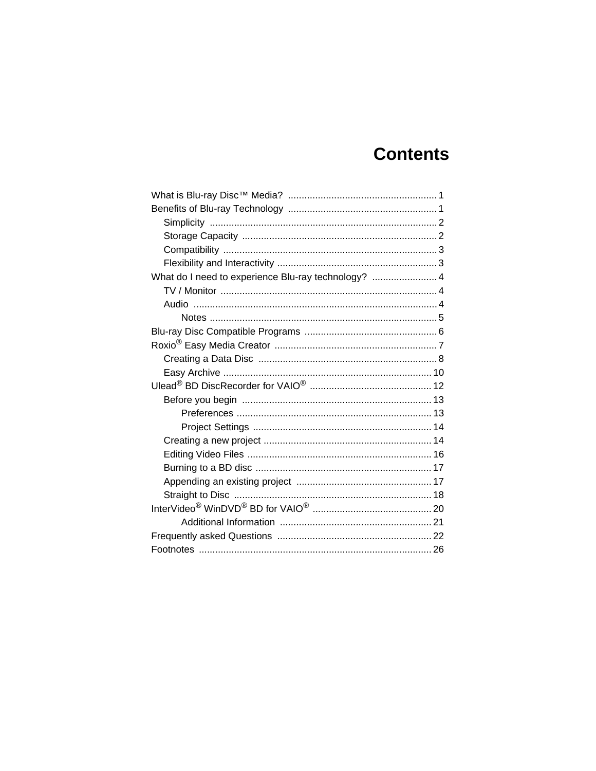# Contents

- What is Blu-ray Disc™ Media? ....... 1
- Benefits of Blu-ray Technology ....... 1
  - Simplicity ....... 2
  - Storage Capacity ....... 2
  - Compatibility ....... 3
  - Flexibility and Interactivity ....... 3
- What do I need to experience Blu-ray technology? ....... 4
  - TV / Monitor ....... 4
  - Audio ....... 4
    - Notes ....... 5
- Blu-ray Disc Compatible Programs ....... 6
- Roxio® Easy Media Creator ....... 7
  - Creating a Data Disc ....... 8
  - Easy Archive ....... 10
- Ulead® BD DiscRecorder for VAIO® ....... 12
  - Before you begin ....... 13
    - Preferences ....... 13
    - Project Settings ....... 14
  - Creating a new project ....... 14
  - Editing Video Files ....... 16
  - Burning to a BD disc ....... 17
  - Appending an existing project ....... 17
  - Straight to Disc ....... 18
- InterVideo® WinDVD® BD for VAIO® ....... 20
    - Additional Information ....... 21
- Frequently asked Questions ....... 22
- Footnotes ....... 26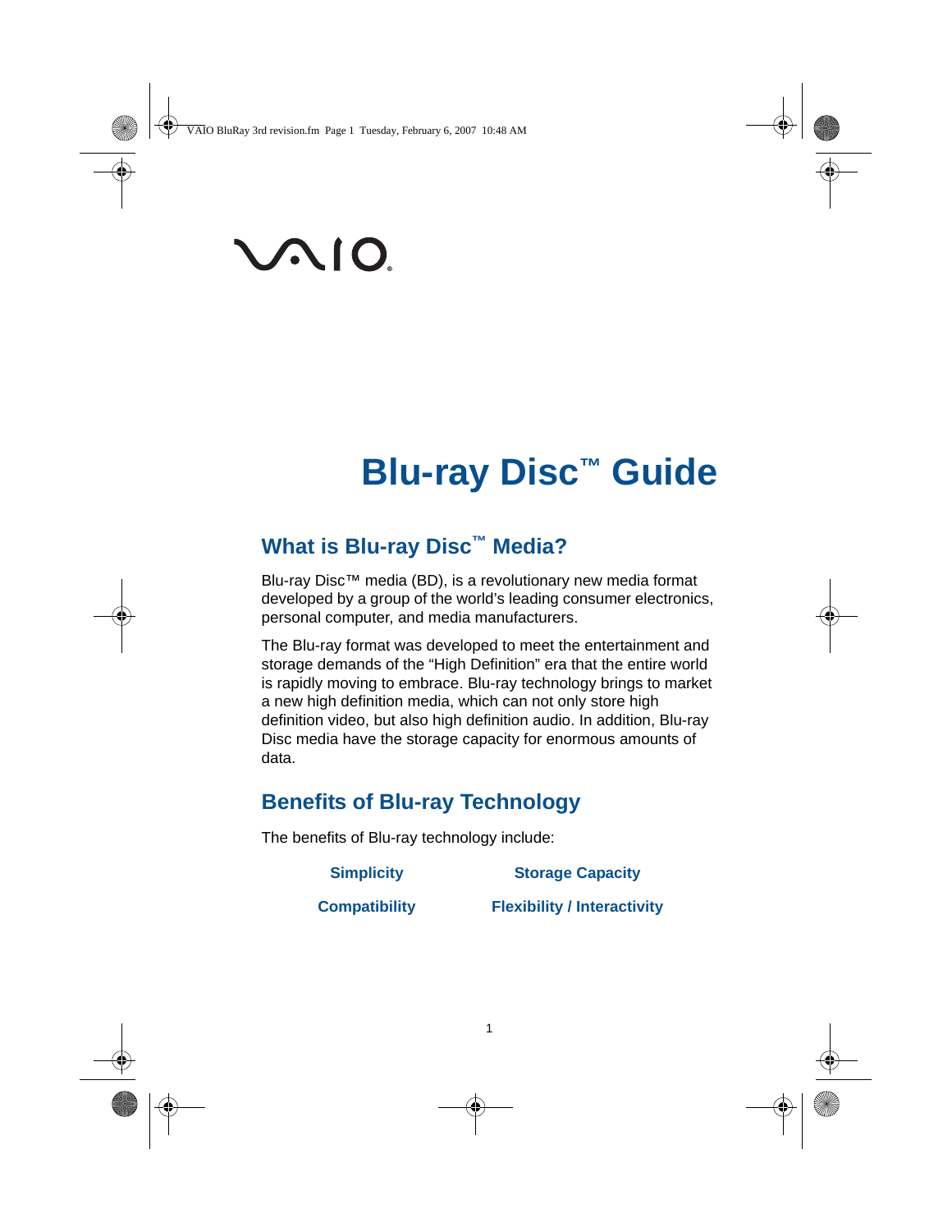VAIO

# Blu-ray Disc™ Guide

## What is Blu-ray Disc™ Media?

Blu-ray Disc™ media (BD), is a revolutionary new media format developed by a group of the world's leading consumer electronics, personal computer, and media manufacturers.

The Blu-ray format was developed to meet the entertainment and storage demands of the "High Definition" era that the entire world is rapidly moving to embrace. Blu-ray technology brings to market a new high definition media, which can not only store high definition video, but also high definition audio. In addition, Blu-ray Disc media have the storage capacity for enormous amounts of data.

## Benefits of Blu-ray Technology

The benefits of Blu-ray technology include:

**Simplicity** **Storage Capacity**

**Compatibility** **Flexibility / Interactivity**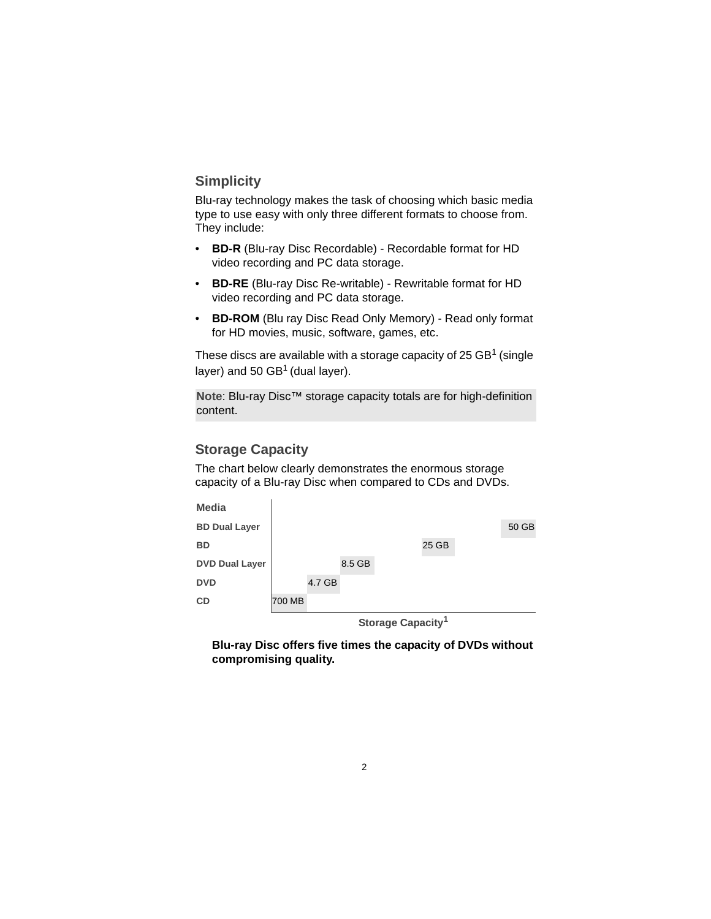## Simplicity

Blu-ray technology makes the task of choosing which basic media type to use easy with only three different formats to choose from. They include:

- **BD-R** (Blu-ray Disc Recordable) - Recordable format for HD video recording and PC data storage.
- **BD-RE** (Blu-ray Disc Re-writable) - Rewritable format for HD video recording and PC data storage.
- **BD-ROM** (Blu ray Disc Read Only Memory) - Read only format for HD movies, music, software, games, etc.

These discs are available with a storage capacity of 25 GB[1] (single layer) and 50 GB[1] (dual layer).

**Note**: Blu-ray Disc™ storage capacity totals are for high-definition content.

## Storage Capacity

The chart below clearly demonstrates the enormous storage capacity of a Blu-ray Disc when compared to CDs and DVDs.

| Media | Storage Capacity[1] |
| --- | --- |
| BD Dual Layer | 50 GB |
| BD | 25 GB |
| DVD Dual Layer | 8.5 GB |
| DVD | 4.7 GB |
| CD | 700 MB |

**Blu-ray Disc offers five times the capacity of DVDs without compromising quality.**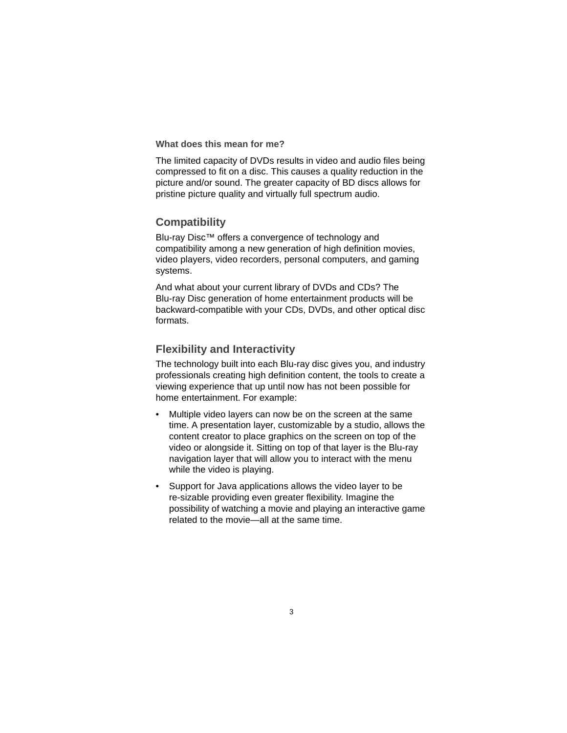### What does this mean for me?

The limited capacity of DVDs results in video and audio files being compressed to fit on a disc. This causes a quality reduction in the picture and/or sound. The greater capacity of BD discs allows for pristine picture quality and virtually full spectrum audio.

## Compatibility

Blu-ray Disc™ offers a convergence of technology and compatibility among a new generation of high definition movies, video players, video recorders, personal computers, and gaming systems.

And what about your current library of DVDs and CDs? The Blu-ray Disc generation of home entertainment products will be backward-compatible with your CDs, DVDs, and other optical disc formats.

## Flexibility and Interactivity

The technology built into each Blu-ray disc gives you, and industry professionals creating high definition content, the tools to create a viewing experience that up until now has not been possible for home entertainment. For example:

- Multiple video layers can now be on the screen at the same time. A presentation layer, customizable by a studio, allows the content creator to place graphics on the screen on top of the video or alongside it. Sitting on top of that layer is the Blu-ray navigation layer that will allow you to interact with the menu while the video is playing.
- Support for Java applications allows the video layer to be re-sizable providing even greater flexibility. Imagine the possibility of watching a movie and playing an interactive game related to the movie—all at the same time.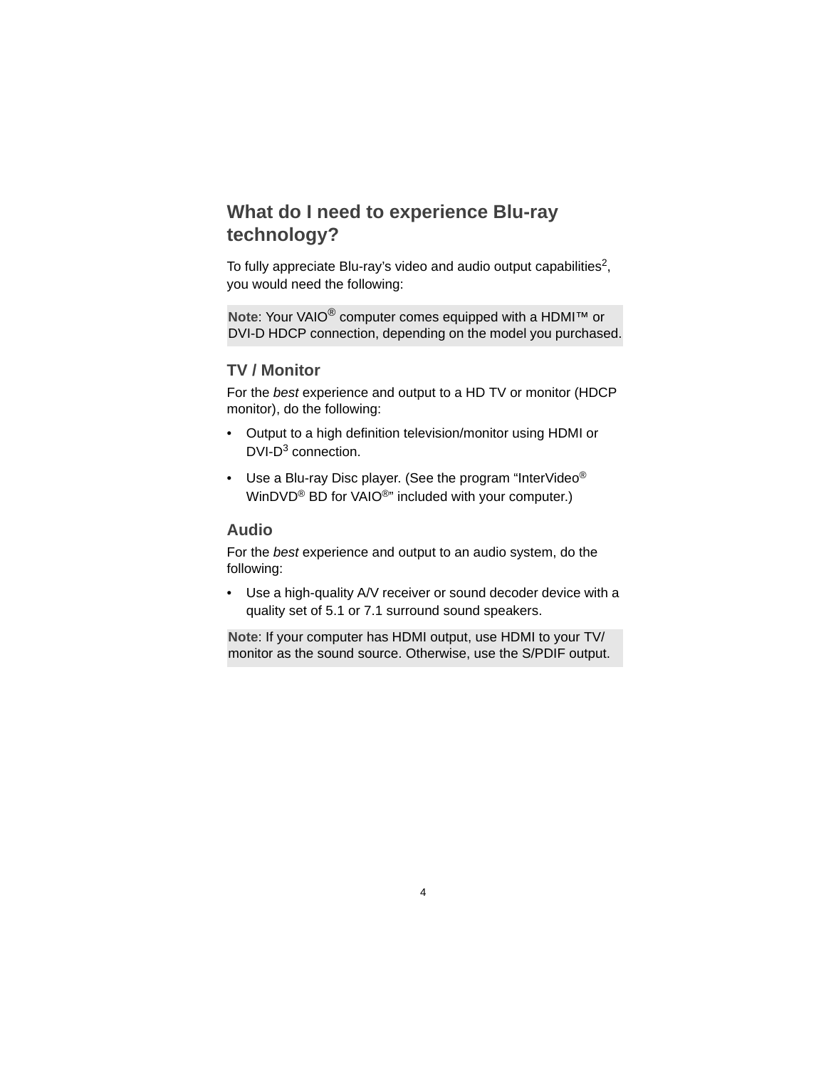## What do I need to experience Blu-ray technology?

To fully appreciate Blu-ray's video and audio output capabilities[2], you would need the following:

**Note**: Your VAIO® computer comes equipped with a HDMI™ or DVI-D HDCP connection, depending on the model you purchased.

### TV / Monitor

For the *best* experience and output to a HD TV or monitor (HDCP monitor), do the following:

- Output to a high definition television/monitor using HDMI or DVI-D[3] connection.
- Use a Blu-ray Disc player. (See the program "InterVideo® WinDVD® BD for VAIO®" included with your computer.)

### Audio

For the *best* experience and output to an audio system, do the following:

- Use a high-quality A/V receiver or sound decoder device with a quality set of 5.1 or 7.1 surround sound speakers.

**Note**: If your computer has HDMI output, use HDMI to your TV/ monitor as the sound source. Otherwise, use the S/PDIF output.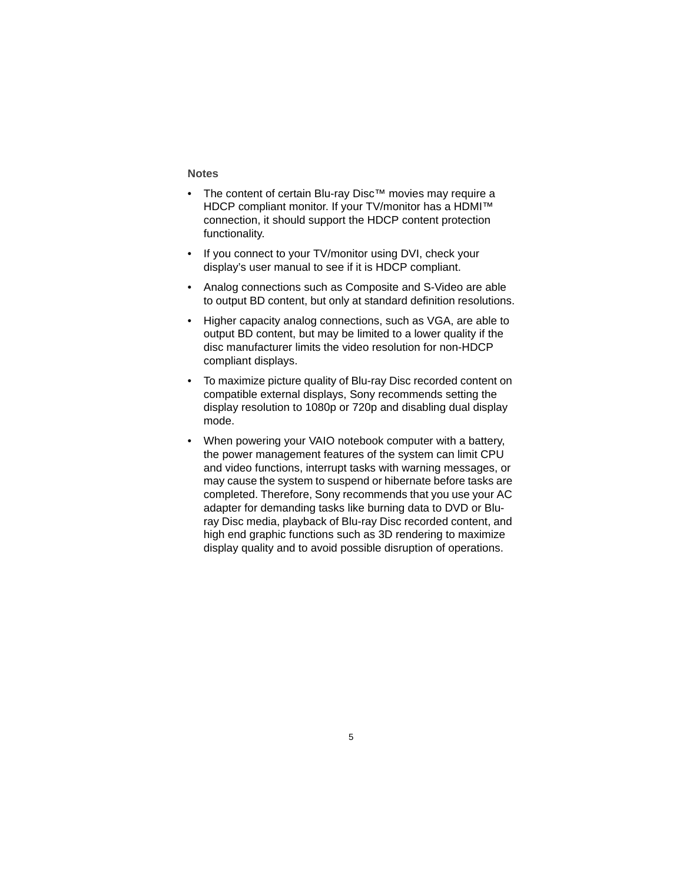**Notes**

- The content of certain Blu-ray Disc™ movies may require a HDCP compliant monitor. If your TV/monitor has a HDMI™ connection, it should support the HDCP content protection functionality.
- If you connect to your TV/monitor using DVI, check your display's user manual to see if it is HDCP compliant.
- Analog connections such as Composite and S-Video are able to output BD content, but only at standard definition resolutions.
- Higher capacity analog connections, such as VGA, are able to output BD content, but may be limited to a lower quality if the disc manufacturer limits the video resolution for non-HDCP compliant displays.
- To maximize picture quality of Blu-ray Disc recorded content on compatible external displays, Sony recommends setting the display resolution to 1080p or 720p and disabling dual display mode.
- When powering your VAIO notebook computer with a battery, the power management features of the system can limit CPU and video functions, interrupt tasks with warning messages, or may cause the system to suspend or hibernate before tasks are completed. Therefore, Sony recommends that you use your AC adapter for demanding tasks like burning data to DVD or Blu-ray Disc media, playback of Blu-ray Disc recorded content, and high end graphic functions such as 3D rendering to maximize display quality and to avoid possible disruption of operations.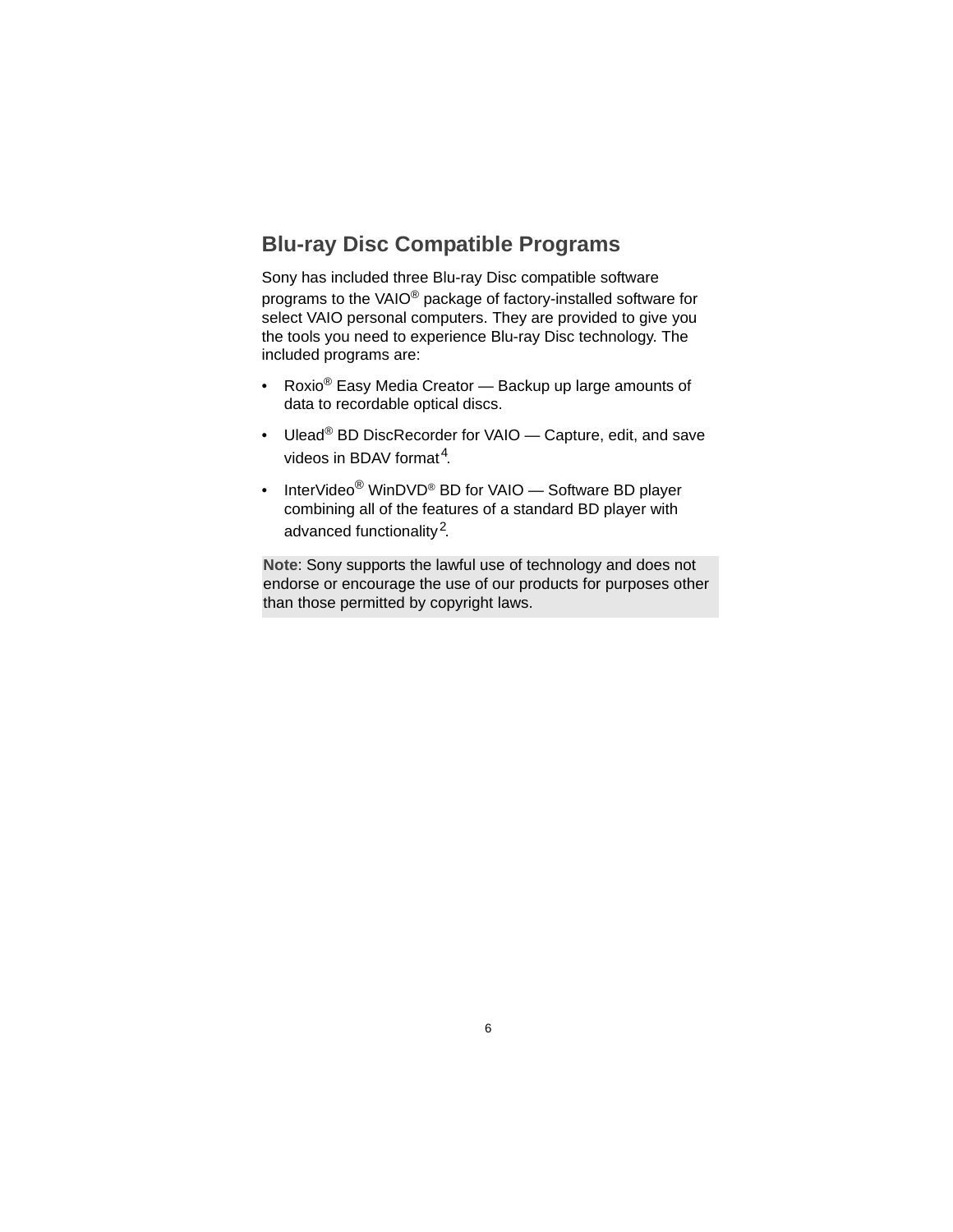## Blu-ray Disc Compatible Programs

Sony has included three Blu-ray Disc compatible software programs to the VAIO® package of factory-installed software for select VAIO personal computers. They are provided to give you the tools you need to experience Blu-ray Disc technology. The included programs are:

- Roxio® Easy Media Creator — Backup up large amounts of data to recordable optical discs.
- Ulead® BD DiscRecorder for VAIO — Capture, edit, and save videos in BDAV format[4].
- InterVideo® WinDVD® BD for VAIO — Software BD player combining all of the features of a standard BD player with advanced functionality[2].

**Note**: Sony supports the lawful use of technology and does not endorse or encourage the use of our products for purposes other than those permitted by copyright laws.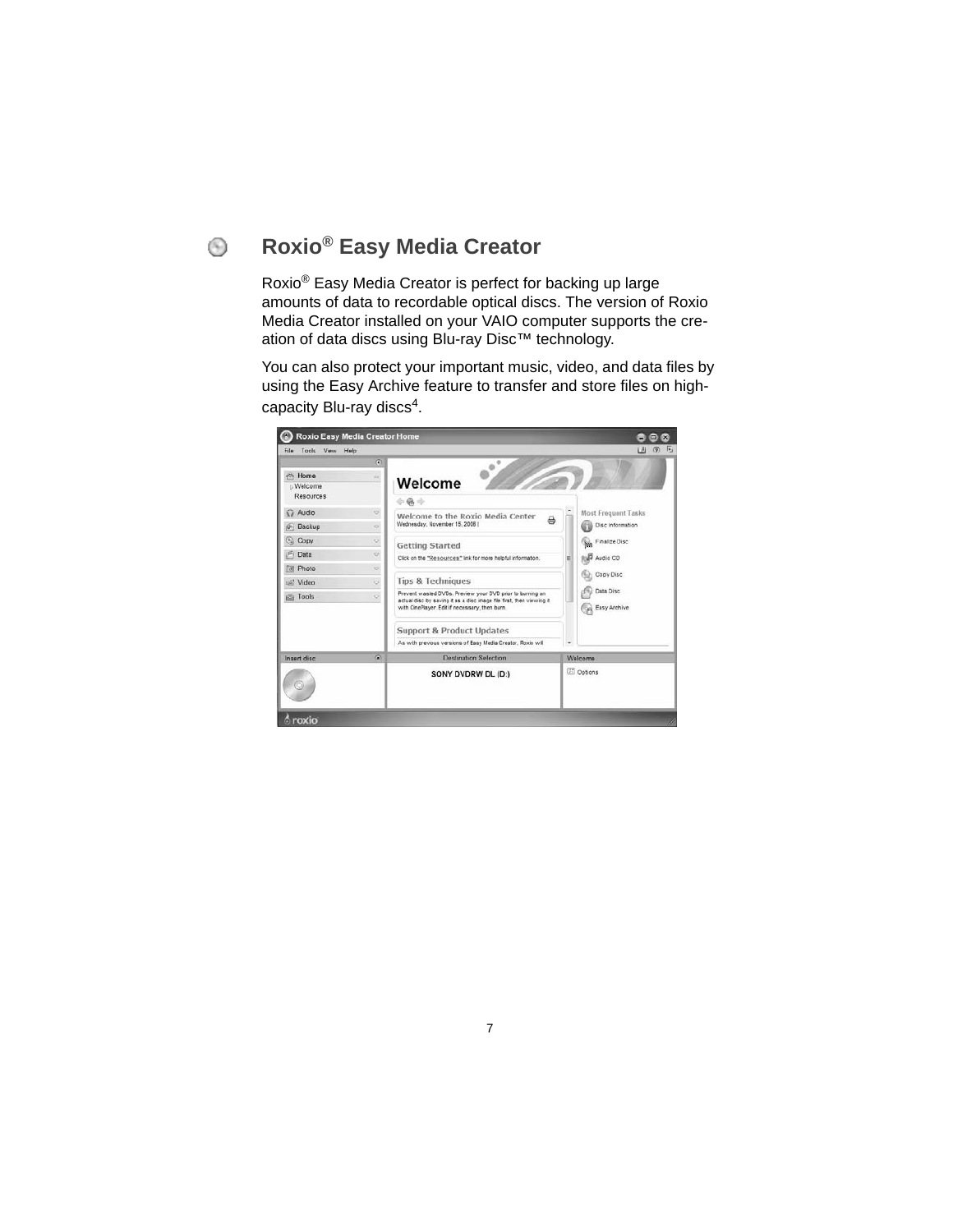## Roxio® Easy Media Creator

Roxio® Easy Media Creator is perfect for backing up large amounts of data to recordable optical discs. The version of Roxio Media Creator installed on your VAIO computer supports the creation of data discs using Blu-ray Disc™ technology.

You can also protect your important music, video, and data files by using the Easy Archive feature to transfer and store files on high-capacity Blu-ray discs[4].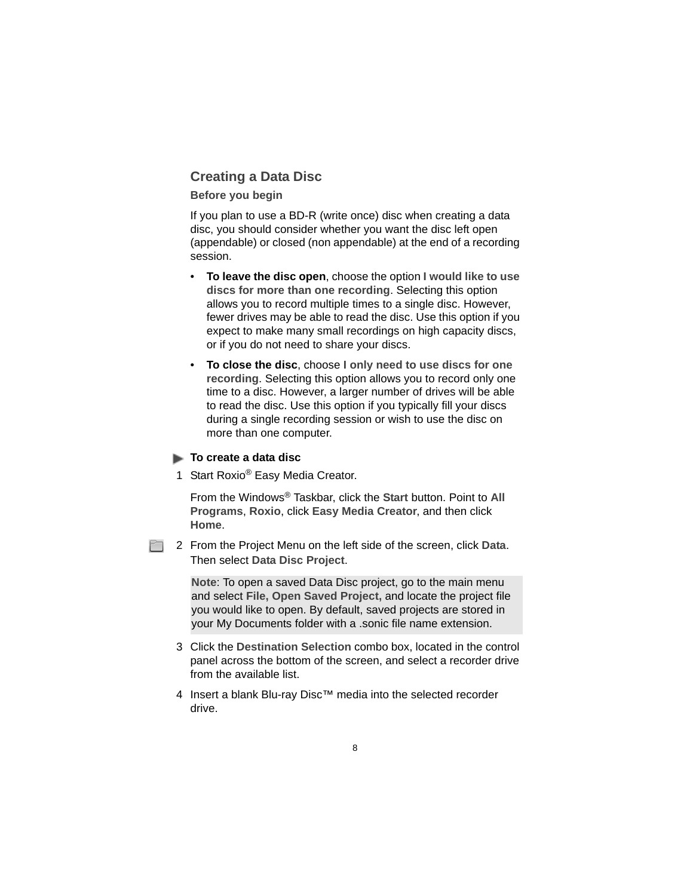## Creating a Data Disc

### Before you begin

If you plan to use a BD-R (write once) disc when creating a data disc, you should consider whether you want the disc left open (appendable) or closed (non appendable) at the end of a recording session.

- **To leave the disc open**, choose the option **I would like to use discs for more than one recording**. Selecting this option allows you to record multiple times to a single disc. However, fewer drives may be able to read the disc. Use this option if you expect to make many small recordings on high capacity discs, or if you do not need to share your discs.
- **To close the disc**, choose **I only need to use discs for one recording**. Selecting this option allows you to record only one time to a disc. However, a larger number of drives will be able to read the disc. Use this option if you typically fill your discs during a single recording session or wish to use the disc on more than one computer.

**To create a data disc**

1. Start Roxio® Easy Media Creator.

   From the Windows® Taskbar, click the **Start** button. Point to **All Programs**, **Roxio**, click **Easy Media Creator**, and then click **Home**.

2. From the Project Menu on the left side of the screen, click **Data**. Then select **Data Disc Project**.

   > **Note**: To open a saved Data Disc project, go to the main menu and select **File, Open Saved Project,** and locate the project file you would like to open. By default, saved projects are stored in your My Documents folder with a .sonic file name extension.

3. Click the **Destination Selection** combo box, located in the control panel across the bottom of the screen, and select a recorder drive from the available list.

4. Insert a blank Blu-ray Disc™ media into the selected recorder drive.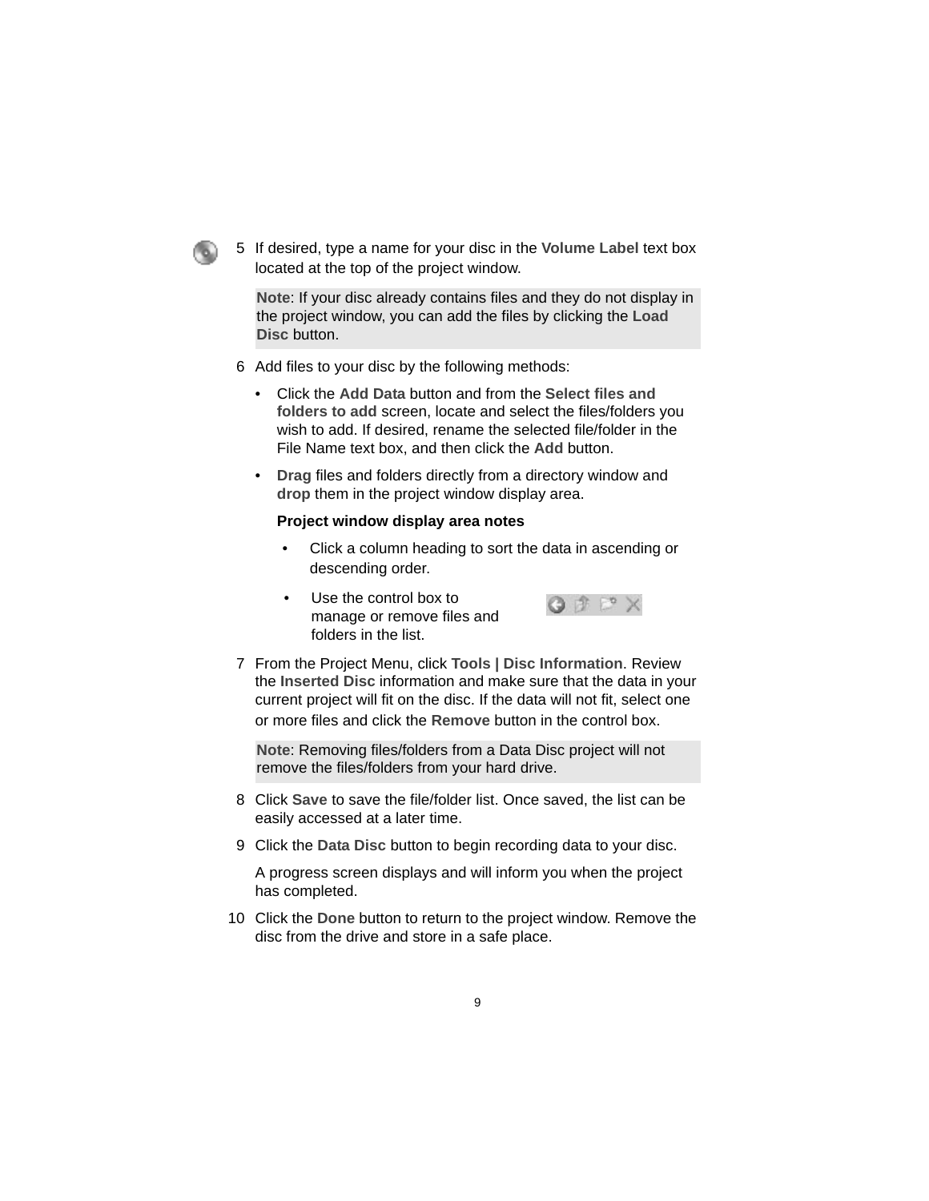5. If desired, type a name for your disc in the **Volume Label** text box located at the top of the project window.

   **Note**: If your disc already contains files and they do not display in the project window, you can add the files by clicking the **Load Disc** button.

6. Add files to your disc by the following methods:

   - Click the **Add Data** button and from the **Select files and folders to add** screen, locate and select the files/folders you wish to add. If desired, rename the selected file/folder in the File Name text box, and then click the **Add** button.
   - **Drag** files and folders directly from a directory window and **drop** them in the project window display area.

     **Project window display area notes**

     - Click a column heading to sort the data in ascending or descending order.
     - Use the control box to manage or remove files and folders in the list.

7. From the Project Menu, click **Tools | Disc Information**. Review the **Inserted Disc** information and make sure that the data in your current project will fit on the disc. If the data will not fit, select one or more files and click the **Remove** button in the control box.

   **Note**: Removing files/folders from a Data Disc project will not remove the files/folders from your hard drive.

8. Click **Save** to save the file/folder list. Once saved, the list can be easily accessed at a later time.

9. Click the **Data Disc** button to begin recording data to your disc.

   A progress screen displays and will inform you when the project has completed.

10. Click the **Done** button to return to the project window. Remove the disc from the drive and store in a safe place.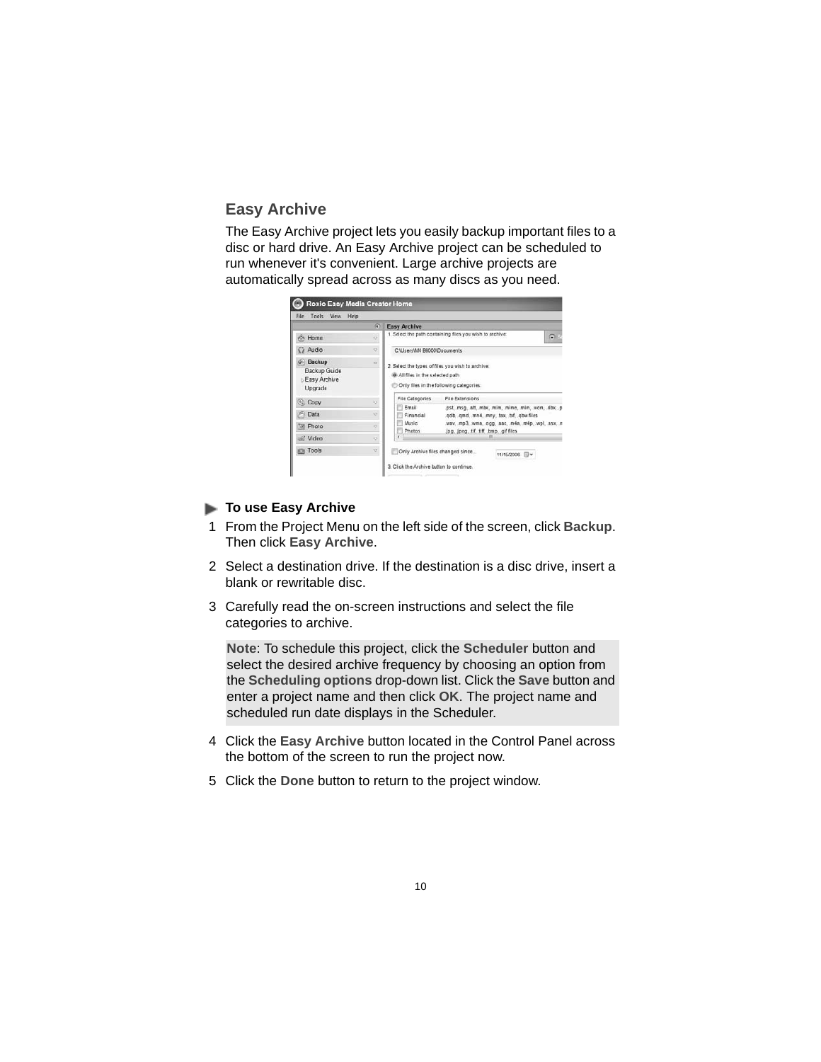## Easy Archive

The Easy Archive project lets you easily backup important files to a disc or hard drive. An Easy Archive project can be scheduled to run whenever it's convenient. Large archive projects are automatically spread across as many discs as you need.

### To use Easy Archive

1. From the Project Menu on the left side of the screen, click **Backup**. Then click **Easy Archive**.
2. Select a destination drive. If the destination is a disc drive, insert a blank or rewritable disc.
3. Carefully read the on-screen instructions and select the file categories to archive.

> **Note**: To schedule this project, click the **Scheduler** button and select the desired archive frequency by choosing an option from the **Scheduling options** drop-down list. Click the **Save** button and enter a project name and then click **OK**. The project name and scheduled run date displays in the Scheduler.

4. Click the **Easy Archive** button located in the Control Panel across the bottom of the screen to run the project now.
5. Click the **Done** button to return to the project window.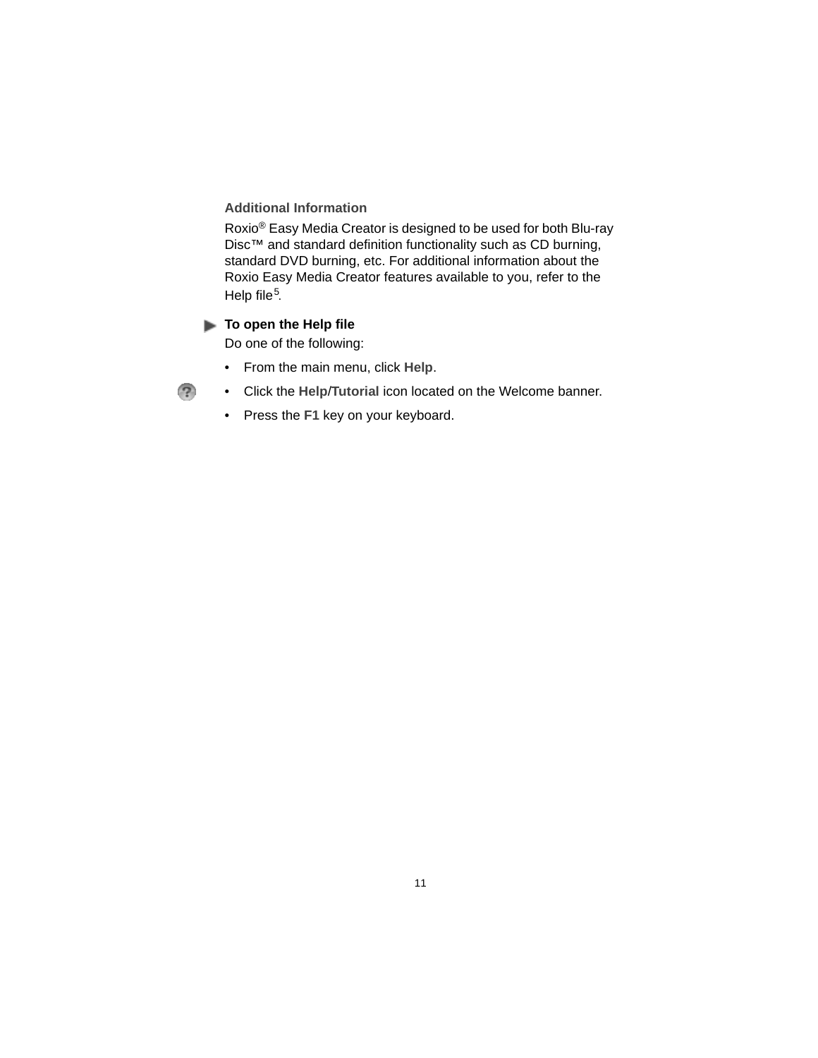### Additional Information

Roxio® Easy Media Creator is designed to be used for both Blu-ray Disc™ and standard definition functionality such as CD burning, standard DVD burning, etc. For additional information about the Roxio Easy Media Creator features available to you, refer to the Help file[5].

**To open the Help file**

Do one of the following:

- From the main menu, click **Help**.
- Click the **Help**/**Tutorial** icon located on the Welcome banner.
- Press the **F1** key on your keyboard.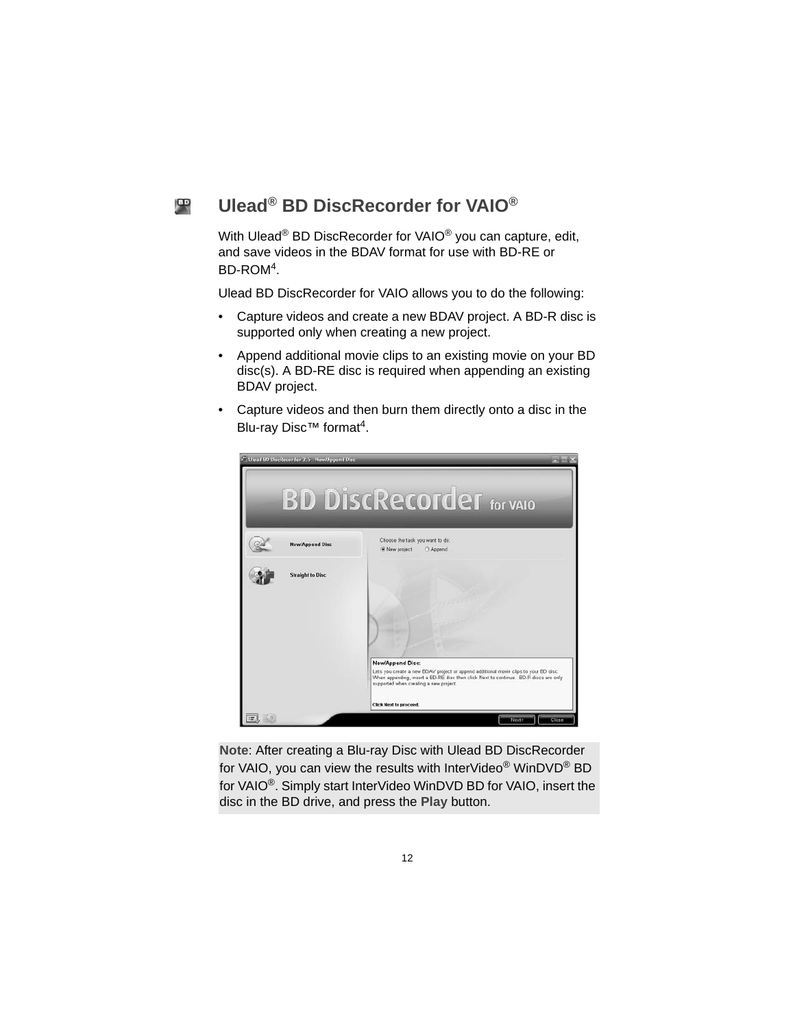## Ulead® BD DiscRecorder for VAIO®

With Ulead® BD DiscRecorder for VAIO® you can capture, edit, and save videos in the BDAV format for use with BD-RE or BD-ROM[4].

Ulead BD DiscRecorder for VAIO allows you to do the following:

- Capture videos and create a new BDAV project. A BD-R disc is supported only when creating a new project.
- Append additional movie clips to an existing movie on your BD disc(s). A BD-RE disc is required when appending an existing BDAV project.
- Capture videos and then burn them directly onto a disc in the Blu-ray Disc™ format[4].

**Note**: After creating a Blu-ray Disc with Ulead BD DiscRecorder for VAIO, you can view the results with InterVideo® WinDVD® BD for VAIO®. Simply start InterVideo WinDVD BD for VAIO, insert the disc in the BD drive, and press the **Play** button.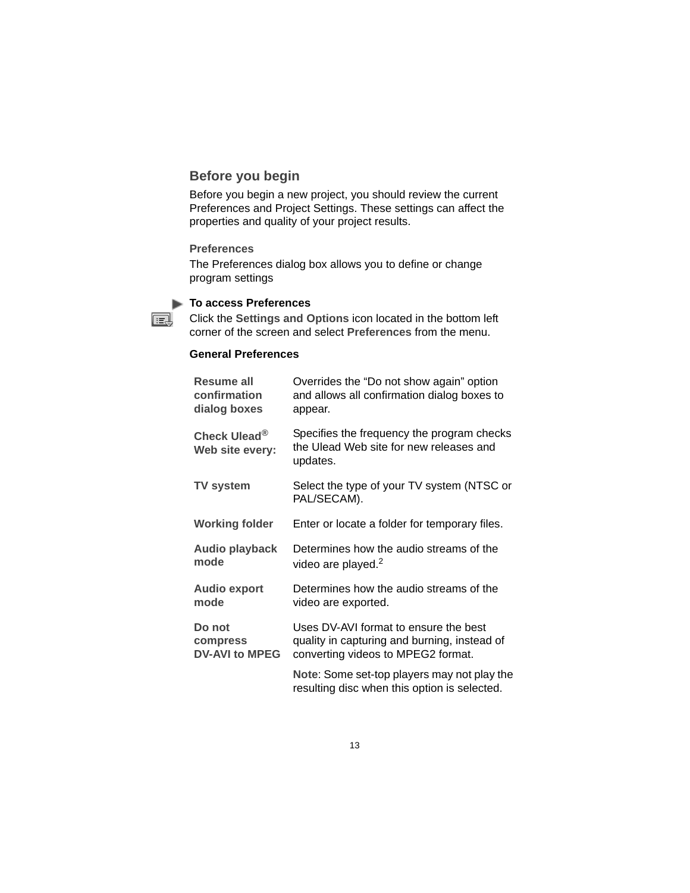## Before you begin

Before you begin a new project, you should review the current Preferences and Project Settings. These settings can affect the properties and quality of your project results.

### Preferences

The Preferences dialog box allows you to define or change program settings

#### To access Preferences

Click the **Settings and Options** icon located in the bottom left corner of the screen and select **Preferences** from the menu.

**General Preferences**

| | |
|---|---|
| **Resume all confirmation dialog boxes** | Overrides the “Do not show again” option and allows all confirmation dialog boxes to appear. |
| **Check Ulead® Web site every:** | Specifies the frequency the program checks the Ulead Web site for new releases and updates. |
| **TV system** | Select the type of your TV system (NTSC or PAL/SECAM). |
| **Working folder** | Enter or locate a folder for temporary files. |
| **Audio playback mode** | Determines how the audio streams of the video are played.[2] |
| **Audio export mode** | Determines how the audio streams of the video are exported. |
| **Do not compress DV-AVI to MPEG** | Uses DV-AVI format to ensure the best quality in capturing and burning, instead of converting videos to MPEG2 format. **Note**: Some set-top players may not play the resulting disc when this option is selected. |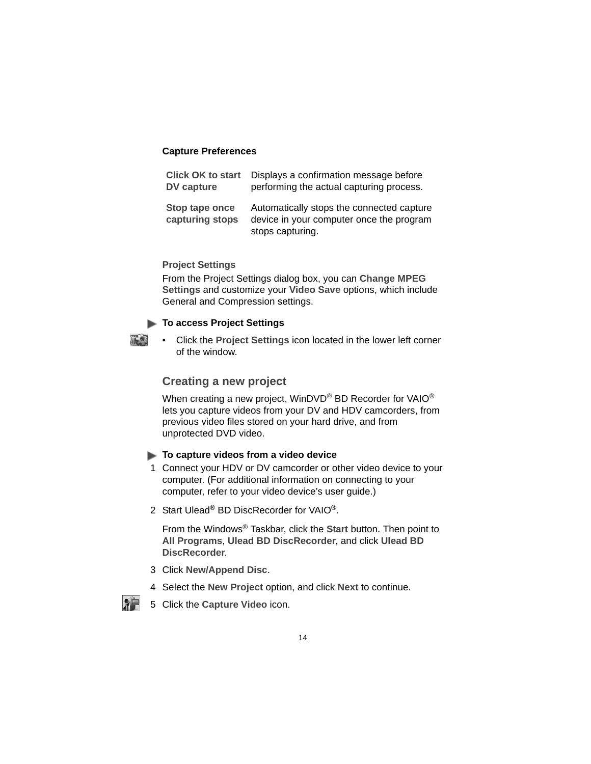**Capture Preferences**

| | |
|---|---|
| **Click OK to start DV capture** | Displays a confirmation message before performing the actual capturing process. |
| **Stop tape once capturing stops** | Automatically stops the connected capture device in your computer once the program stops capturing. |

**Project Settings**

From the Project Settings dialog box, you can **Change MPEG Settings** and customize your **Video Save** options, which include General and Compression settings.

**To access Project Settings**

- Click the **Project Settings** icon located in the lower left corner of the window.

## Creating a new project

When creating a new project, WinDVD® BD Recorder for VAIO® lets you capture videos from your DV and HDV camcorders, from previous video files stored on your hard drive, and from unprotected DVD video.

**To capture videos from a video device**

1. Connect your HDV or DV camcorder or other video device to your computer. (For additional information on connecting to your computer, refer to your video device's user guide.)
2. Start Ulead® BD DiscRecorder for VAIO®.

   From the Windows® Taskbar, click the **Start** button. Then point to **All Programs**, **Ulead BD DiscRecorder**, and click **Ulead BD DiscRecorder**.
3. Click **New/Append Disc**.
4. Select the **New Project** option, and click **Next** to continue.
5. Click the **Capture Video** icon.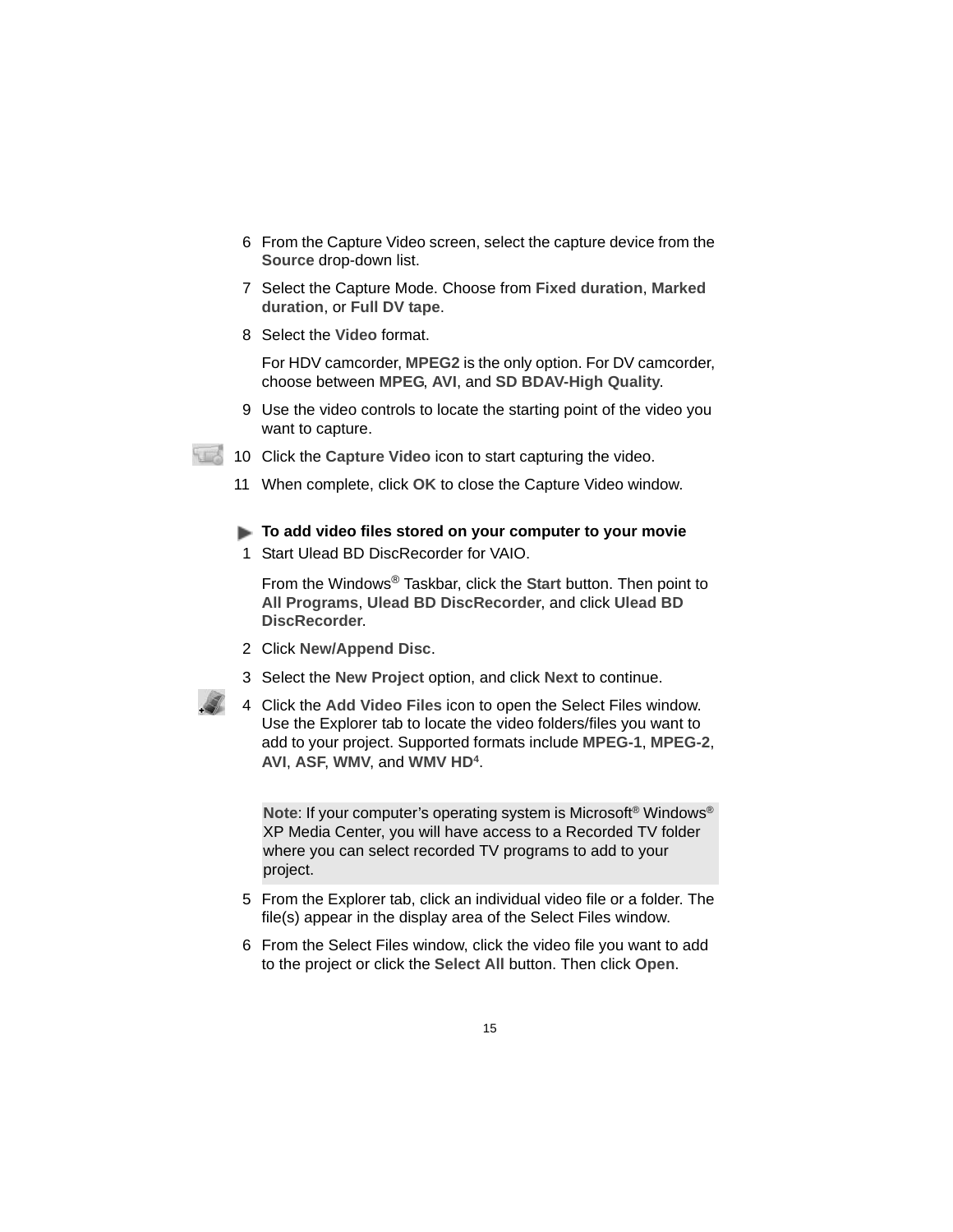6. From the Capture Video screen, select the capture device from the **Source** drop-down list.
7. Select the Capture Mode. Choose from **Fixed duration**, **Marked duration**, or **Full DV tape**.
8. Select the **Video** format.

   For HDV camcorder, **MPEG2** is the only option. For DV camcorder, choose between **MPEG**, **AVI**, and **SD BDAV-High Quality**.
9. Use the video controls to locate the starting point of the video you want to capture.
10. Click the **Capture Video** icon to start capturing the video.
11. When complete, click **OK** to close the Capture Video window.

**To add video files stored on your computer to your movie**

1. Start Ulead BD DiscRecorder for VAIO.

   From the Windows® Taskbar, click the **Start** button. Then point to **All Programs**, **Ulead BD DiscRecorder**, and click **Ulead BD DiscRecorder**.
2. Click **New/Append Disc**.
3. Select the **New Project** option, and click **Next** to continue.
4. Click the **Add Video Files** icon to open the Select Files window. Use the Explorer tab to locate the video folders/files you want to add to your project. Supported formats include **MPEG-1**, **MPEG-2**, **AVI**, **ASF**, **WMV**, and **WMV HD**[4].

   **Note**: If your computer's operating system is Microsoft® Windows® XP Media Center, you will have access to a Recorded TV folder where you can select recorded TV programs to add to your project.
5. From the Explorer tab, click an individual video file or a folder. The file(s) appear in the display area of the Select Files window.
6. From the Select Files window, click the video file you want to add to the project or click the **Select All** button. Then click **Open**.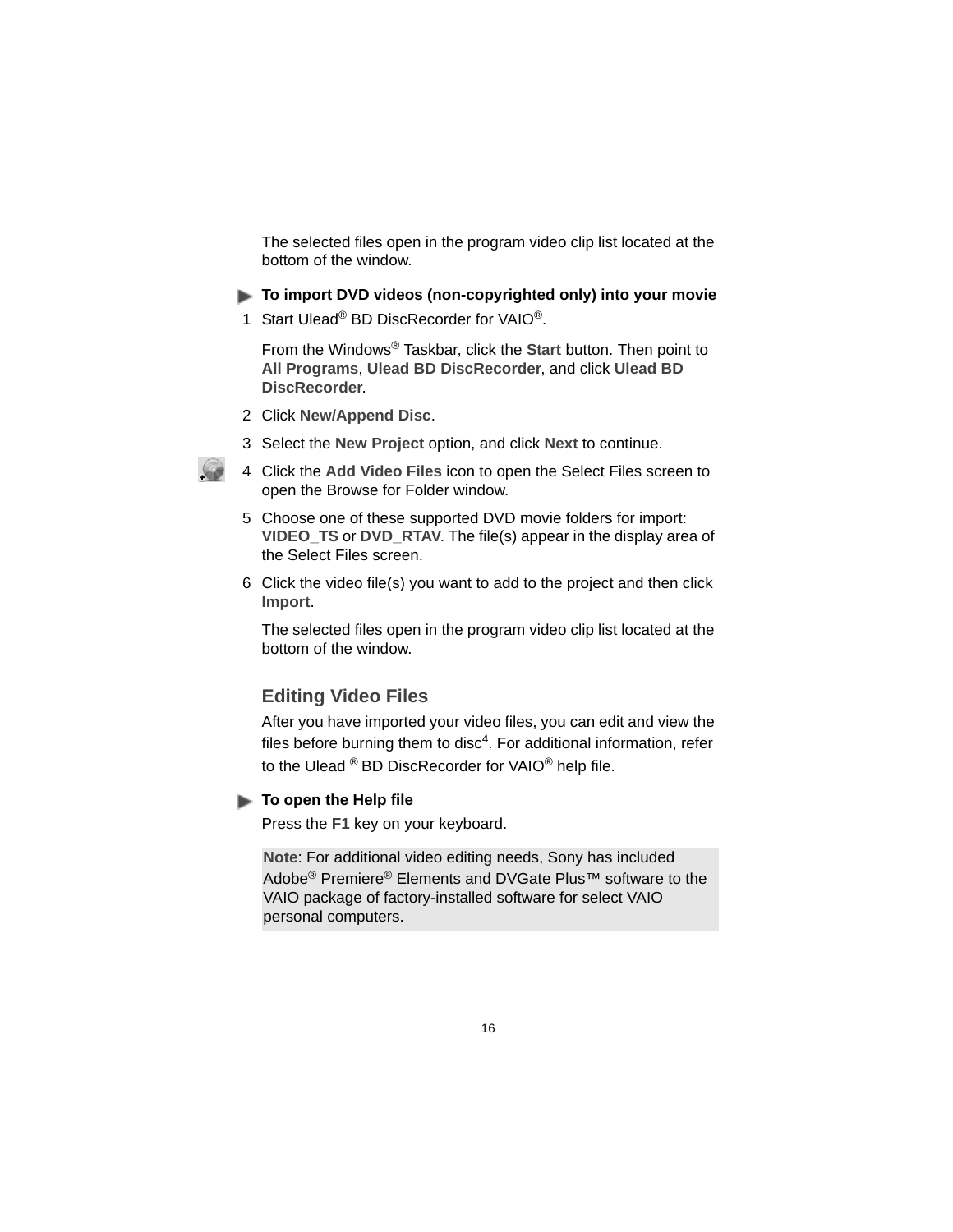The selected files open in the program video clip list located at the bottom of the window.

**To import DVD videos (non-copyrighted only) into your movie**

1. Start Ulead® BD DiscRecorder for VAIO®.

   From the Windows® Taskbar, click the **Start** button. Then point to **All Programs**, **Ulead BD DiscRecorder**, and click **Ulead BD DiscRecorder**.

2. Click **New/Append Disc**.
3. Select the **New Project** option, and click **Next** to continue.
4. Click the **Add Video Files** icon to open the Select Files screen to open the Browse for Folder window.
5. Choose one of these supported DVD movie folders for import: **VIDEO_TS** or **DVD_RTAV**. The file(s) appear in the display area of the Select Files screen.
6. Click the video file(s) you want to add to the project and then click **Import**.

   The selected files open in the program video clip list located at the bottom of the window.

## Editing Video Files

After you have imported your video files, you can edit and view the files before burning them to disc[4]. For additional information, refer to the Ulead ® BD DiscRecorder for VAIO® help file.

**To open the Help file**

Press the **F1** key on your keyboard.

**Note**: For additional video editing needs, Sony has included Adobe® Premiere® Elements and DVGate Plus™ software to the VAIO package of factory-installed software for select VAIO personal computers.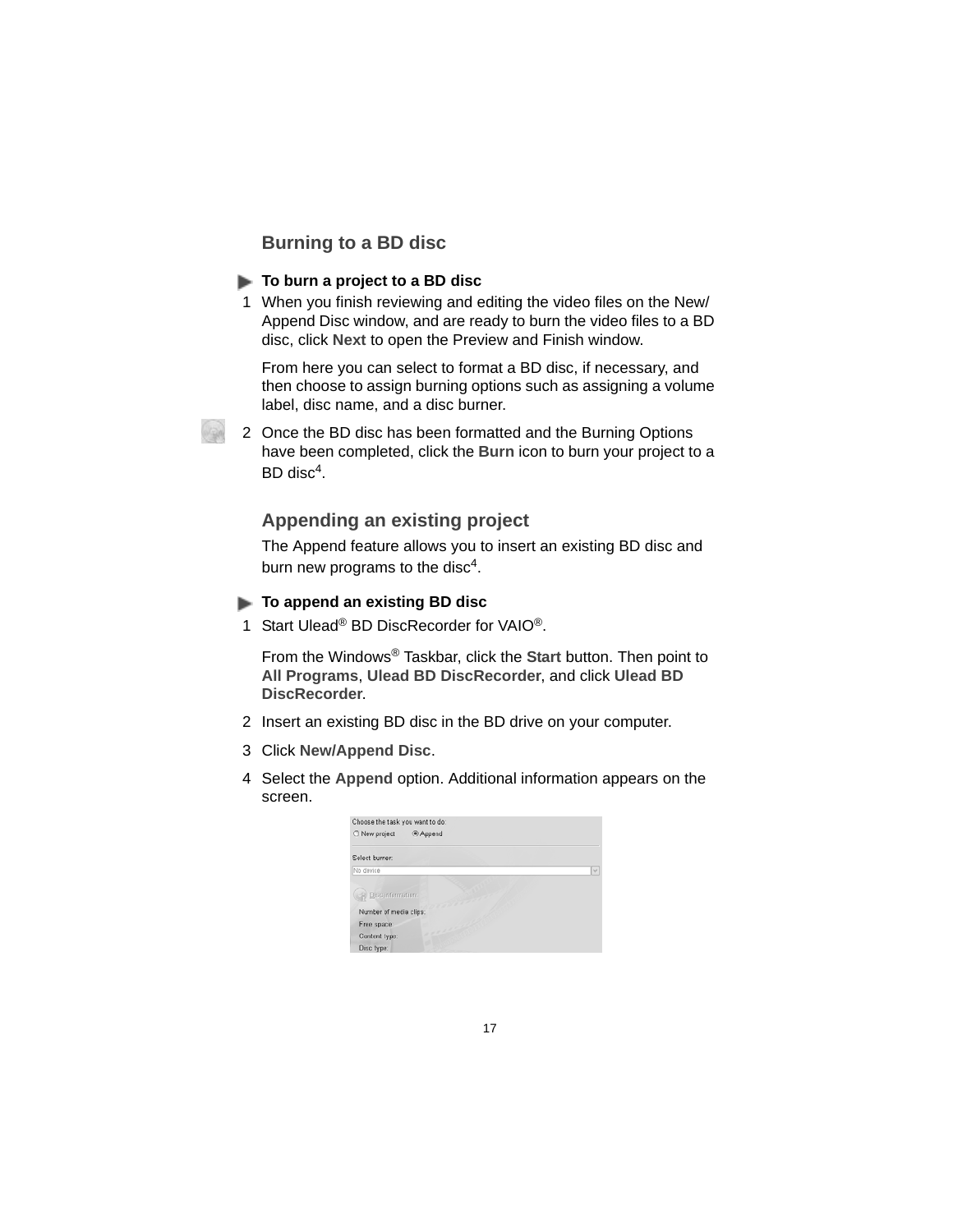## Burning to a BD disc

**To burn a project to a BD disc**

1. When you finish reviewing and editing the video files on the New/Append Disc window, and are ready to burn the video files to a BD disc, click **Next** to open the Preview and Finish window.

   From here you can select to format a BD disc, if necessary, and then choose to assign burning options such as assigning a volume label, disc name, and a disc burner.

2. Once the BD disc has been formatted and the Burning Options have been completed, click the **Burn** icon to burn your project to a BD disc[4].

## Appending an existing project

The Append feature allows you to insert an existing BD disc and burn new programs to the disc[4].

**To append an existing BD disc**

1. Start Ulead® BD DiscRecorder for VAIO®.

   From the Windows® Taskbar, click the **Start** button. Then point to **All Programs**, **Ulead BD DiscRecorder**, and click **Ulead BD DiscRecorder**.

2. Insert an existing BD disc in the BD drive on your computer.
3. Click **New/Append Disc**.
4. Select the **Append** option. Additional information appears on the screen.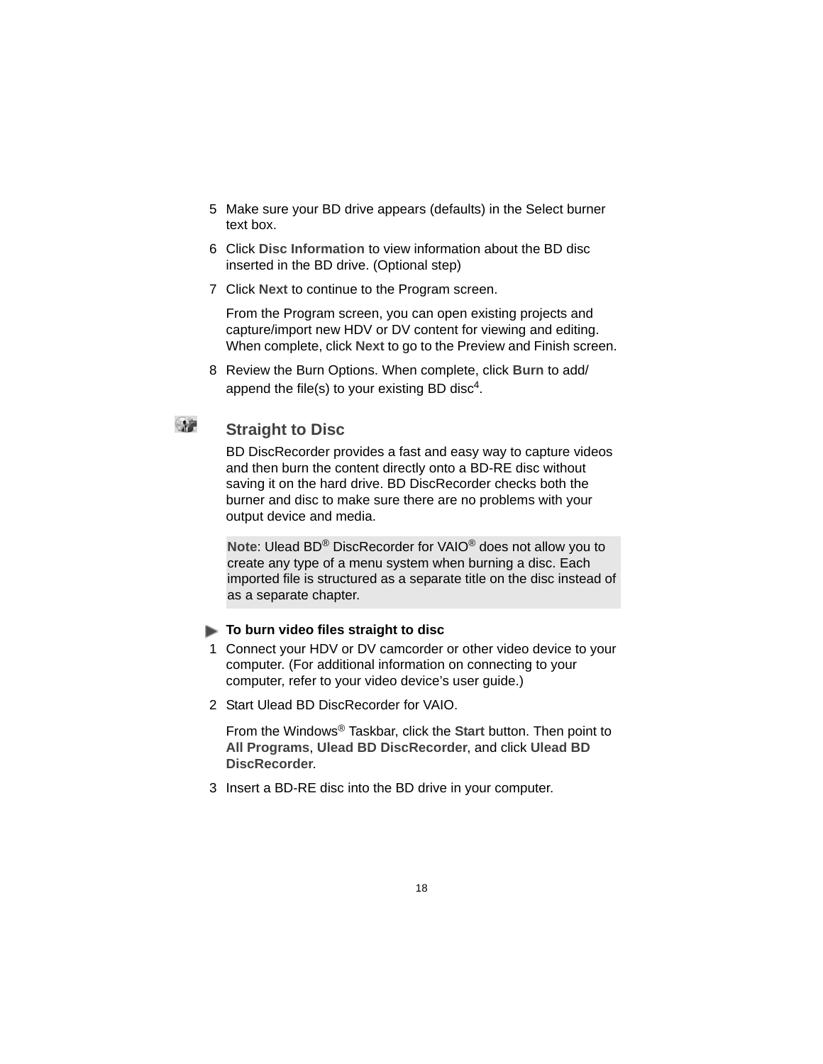5. Make sure your BD drive appears (defaults) in the Select burner text box.
6. Click **Disc Information** to view information about the BD disc inserted in the BD drive. (Optional step)
7. Click **Next** to continue to the Program screen.

   From the Program screen, you can open existing projects and capture/import new HDV or DV content for viewing and editing. When complete, click **Next** to go to the Preview and Finish screen.

8. Review the Burn Options. When complete, click **Burn** to add/append the file(s) to your existing BD disc[4].

## Straight to Disc

BD DiscRecorder provides a fast and easy way to capture videos and then burn the content directly onto a BD-RE disc without saving it on the hard drive. BD DiscRecorder checks both the burner and disc to make sure there are no problems with your output device and media.

> **Note**: Ulead BD® DiscRecorder for VAIO® does not allow you to create any type of a menu system when burning a disc. Each imported file is structured as a separate title on the disc instead of as a separate chapter.

**To burn video files straight to disc**

1. Connect your HDV or DV camcorder or other video device to your computer. (For additional information on connecting to your computer, refer to your video device's user guide.)
2. Start Ulead BD DiscRecorder for VAIO.

   From the Windows® Taskbar, click the **Start** button. Then point to **All Programs**, **Ulead BD DiscRecorder**, and click **Ulead BD DiscRecorder**.

3. Insert a BD-RE disc into the BD drive in your computer.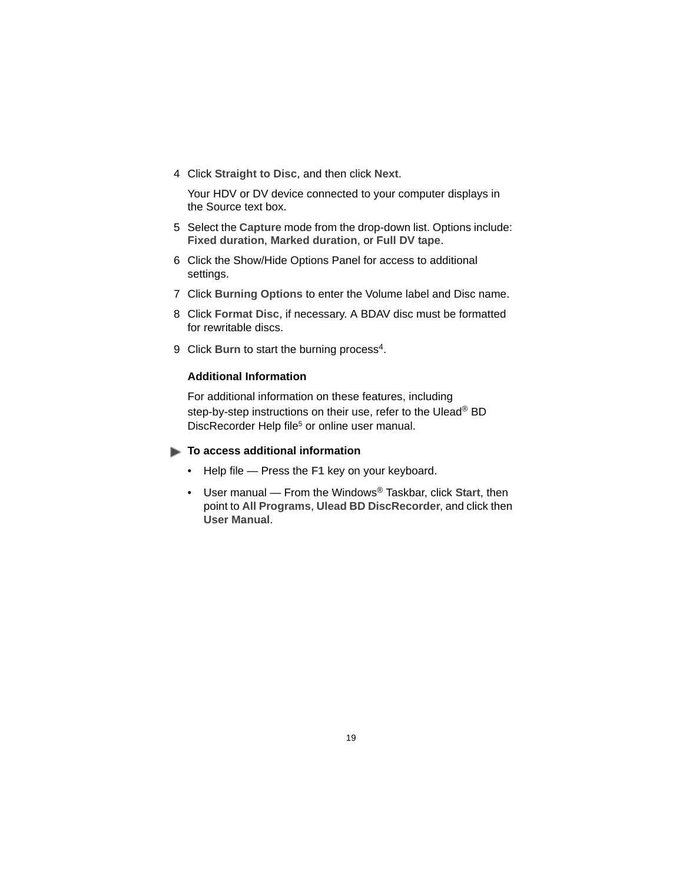4 Click **Straight to Disc**, and then click **Next**.

   Your HDV or DV device connected to your computer displays in the Source text box.

5 Select the **Capture** mode from the drop-down list. Options include: **Fixed duration**, **Marked duration**, or **Full DV tape**.

6 Click the Show/Hide Options Panel for access to additional settings.

7 Click **Burning Options** to enter the Volume label and Disc name.

8 Click **Format Disc**, if necessary. A BDAV disc must be formatted for rewritable discs.

9 Click **Burn** to start the burning process[4].

### Additional Information

For additional information on these features, including step-by-step instructions on their use, refer to the Ulead® BD DiscRecorder Help file[5] or online user manual.

### To access additional information

- Help file — Press the **F1** key on your keyboard.
- User manual — From the Windows® Taskbar, click **Start**, then point to **All Programs**, **Ulead BD DiscRecorder**, and click then **User Manual**.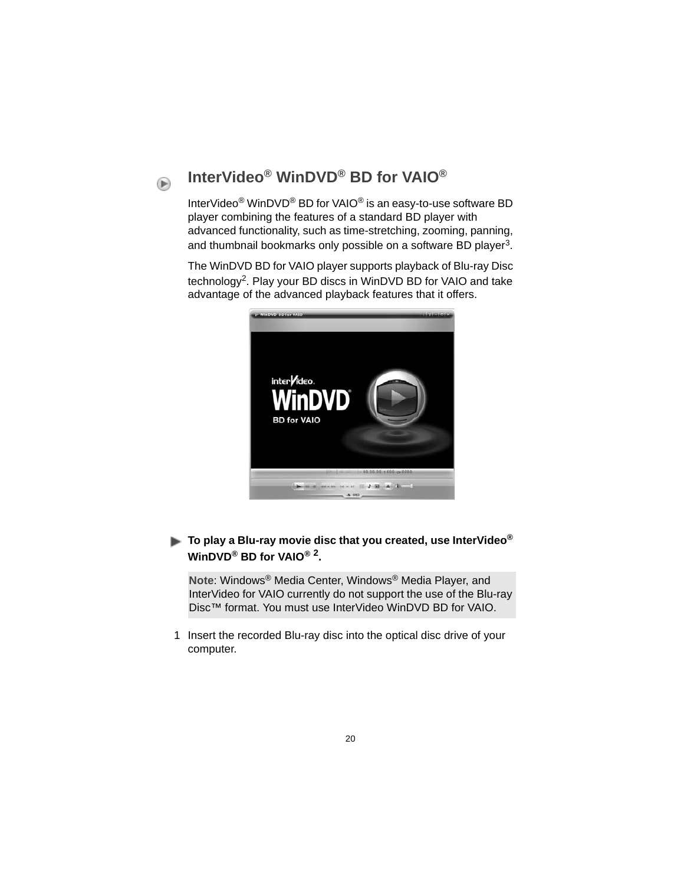## InterVideo® WinDVD® BD for VAIO®

InterVideo® WinDVD® BD for VAIO® is an easy-to-use software BD player combining the features of a standard BD player with advanced functionality, such as time-stretching, zooming, panning, and thumbnail bookmarks only possible on a software BD player[3].

The WinDVD BD for VAIO player supports playback of Blu-ray Disc technology[2]. Play your BD discs in WinDVD BD for VAIO and take advantage of the advanced playback features that it offers.

**To play a Blu-ray movie disc that you created, use InterVideo® WinDVD® BD for VAIO® [2].**

**Note**: Windows® Media Center, Windows® Media Player, and InterVideo for VAIO currently do not support the use of the Blu-ray Disc™ format. You must use InterVideo WinDVD BD for VAIO.

1 Insert the recorded Blu-ray disc into the optical disc drive of your computer.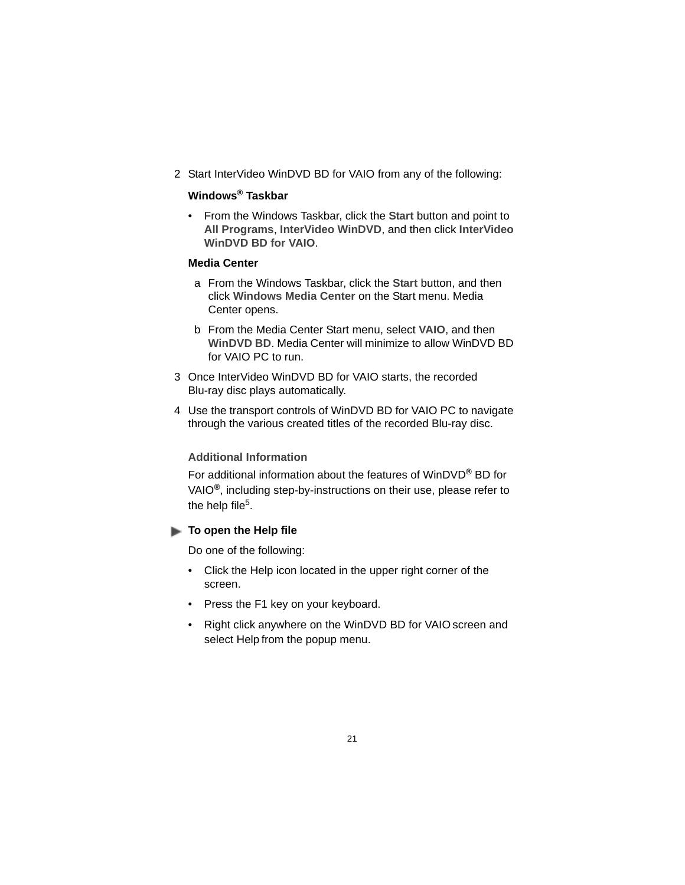2. Start InterVideo WinDVD BD for VAIO from any of the following:

   **Windows® Taskbar**

   - From the Windows Taskbar, click the **Start** button and point to **All Programs**, **InterVideo WinDVD**, and then click **InterVideo WinDVD BD for VAIO**.

   **Media Center**

   a. From the Windows Taskbar, click the **Start** button, and then click **Windows Media Center** on the Start menu. Media Center opens.

   b. From the Media Center Start menu, select **VAIO**, and then **WinDVD BD**. Media Center will minimize to allow WinDVD BD for VAIO PC to run.

3. Once InterVideo WinDVD BD for VAIO starts, the recorded Blu-ray disc plays automatically.

4. Use the transport controls of WinDVD BD for VAIO PC to navigate through the various created titles of the recorded Blu-ray disc.

### Additional Information

For additional information about the features of WinDVD® BD for VAIO®, including step-by-instructions on their use, please refer to the help file[5].

**To open the Help file**

Do one of the following:

- Click the Help icon located in the upper right corner of the screen.
- Press the F1 key on your keyboard.
- Right click anywhere on the WinDVD BD for VAIO screen and select Help from the popup menu.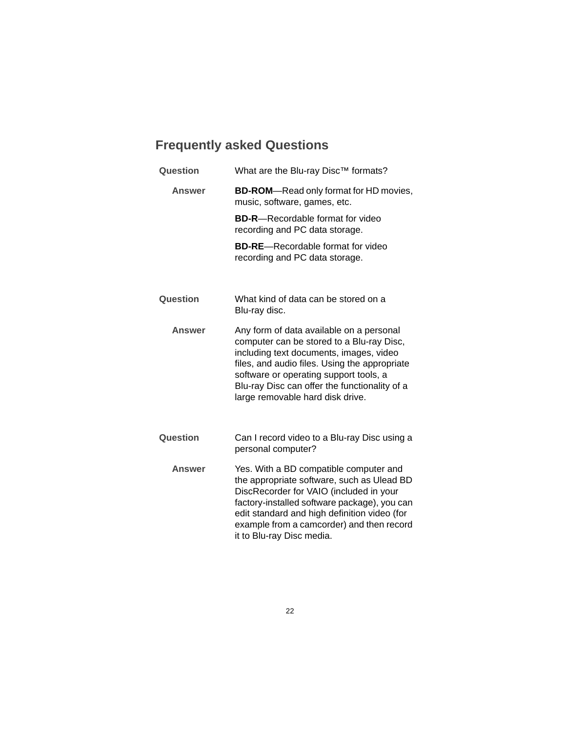## Frequently asked Questions

**Question** What are the Blu-ray Disc™ formats?

**Answer** **BD-ROM**—Read only format for HD movies, music, software, games, etc.

**BD-R**—Recordable format for video recording and PC data storage.

**BD-RE**—Recordable format for video recording and PC data storage.

**Question** What kind of data can be stored on a Blu-ray disc.

**Answer** Any form of data available on a personal computer can be stored to a Blu-ray Disc, including text documents, images, video files, and audio files. Using the appropriate software or operating support tools, a Blu-ray Disc can offer the functionality of a large removable hard disk drive.

**Question** Can I record video to a Blu-ray Disc using a personal computer?

**Answer** Yes. With a BD compatible computer and the appropriate software, such as Ulead BD DiscRecorder for VAIO (included in your factory-installed software package), you can edit standard and high definition video (for example from a camcorder) and then record it to Blu-ray Disc media.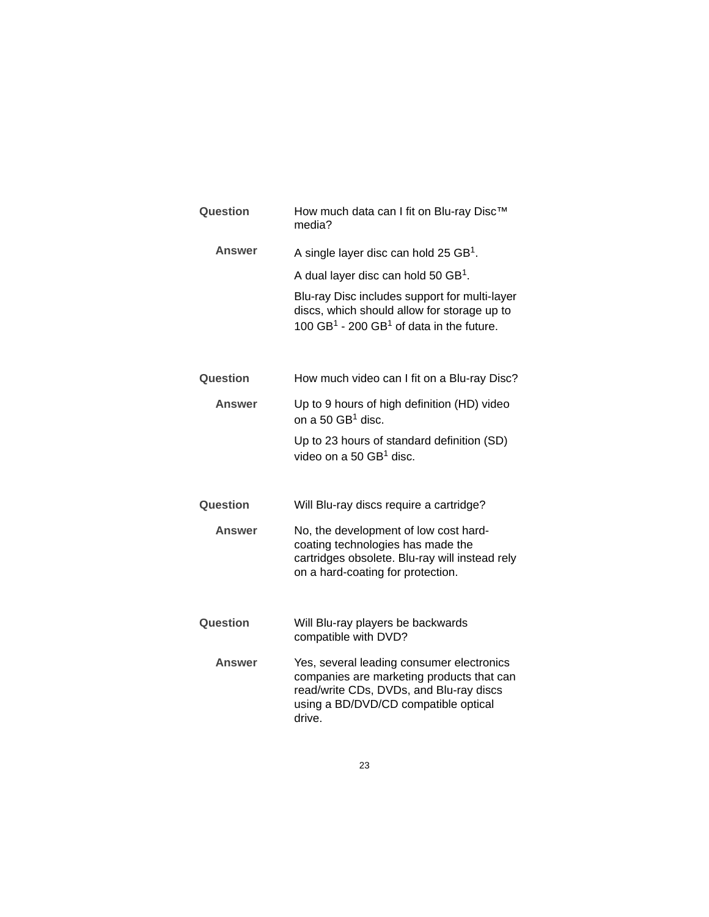**Question** How much data can I fit on Blu-ray Disc™ media?

**Answer** A single layer disc can hold 25 GB[1].

A dual layer disc can hold 50 GB[1].

Blu-ray Disc includes support for multi-layer discs, which should allow for storage up to 100 GB[1] - 200 GB[1] of data in the future.

**Question** How much video can I fit on a Blu-ray Disc?

**Answer** Up to 9 hours of high definition (HD) video on a 50 GB[1] disc.

Up to 23 hours of standard definition (SD) video on a 50 GB[1] disc.

**Question** Will Blu-ray discs require a cartridge?

**Answer** No, the development of low cost hard-coating technologies has made the cartridges obsolete. Blu-ray will instead rely on a hard-coating for protection.

**Question** Will Blu-ray players be backwards compatible with DVD?

**Answer** Yes, several leading consumer electronics companies are marketing products that can read/write CDs, DVDs, and Blu-ray discs using a BD/DVD/CD compatible optical drive.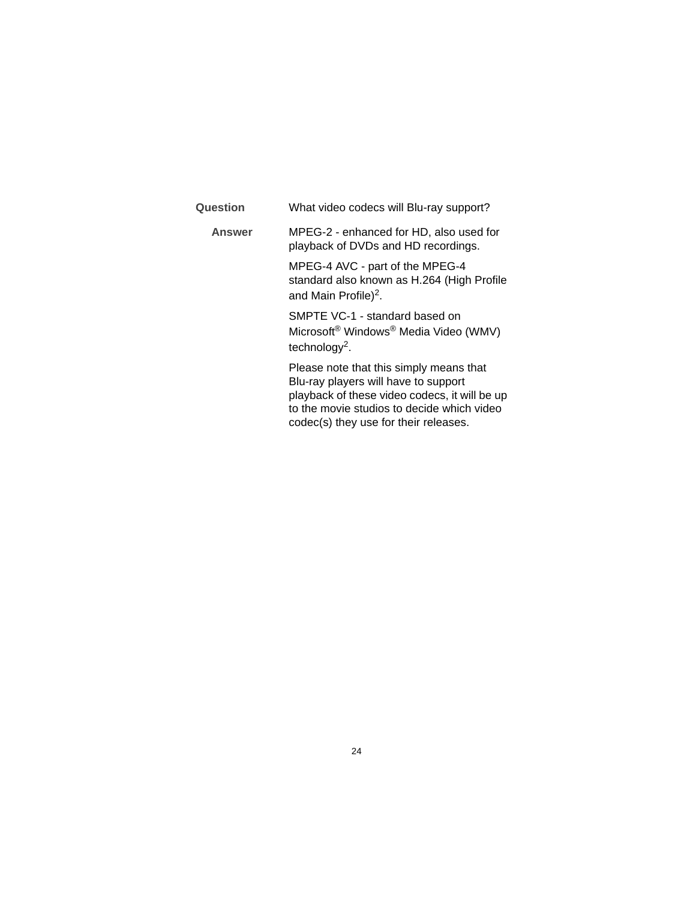**Question** What video codecs will Blu-ray support?

**Answer** MPEG-2 - enhanced for HD, also used for playback of DVDs and HD recordings.

MPEG-4 AVC - part of the MPEG-4 standard also known as H.264 (High Profile and Main Profile)[2].

SMPTE VC-1 - standard based on Microsoft® Windows® Media Video (WMV) technology[2].

Please note that this simply means that Blu-ray players will have to support playback of these video codecs, it will be up to the movie studios to decide which video codec(s) they use for their releases.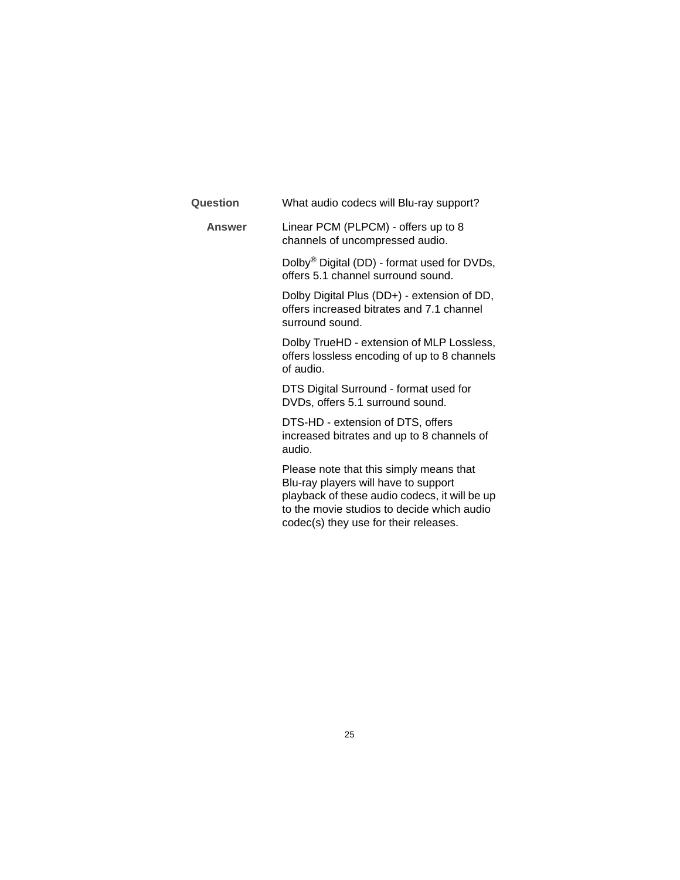**Question** What audio codecs will Blu-ray support?

**Answer** Linear PCM (PLPCM) - offers up to 8 channels of uncompressed audio.

Dolby® Digital (DD) - format used for DVDs, offers 5.1 channel surround sound.

Dolby Digital Plus (DD+) - extension of DD, offers increased bitrates and 7.1 channel surround sound.

Dolby TrueHD - extension of MLP Lossless, offers lossless encoding of up to 8 channels of audio.

DTS Digital Surround - format used for DVDs, offers 5.1 surround sound.

DTS-HD - extension of DTS, offers increased bitrates and up to 8 channels of audio.

Please note that this simply means that Blu-ray players will have to support playback of these audio codecs, it will be up to the movie studios to decide which audio codec(s) they use for their releases.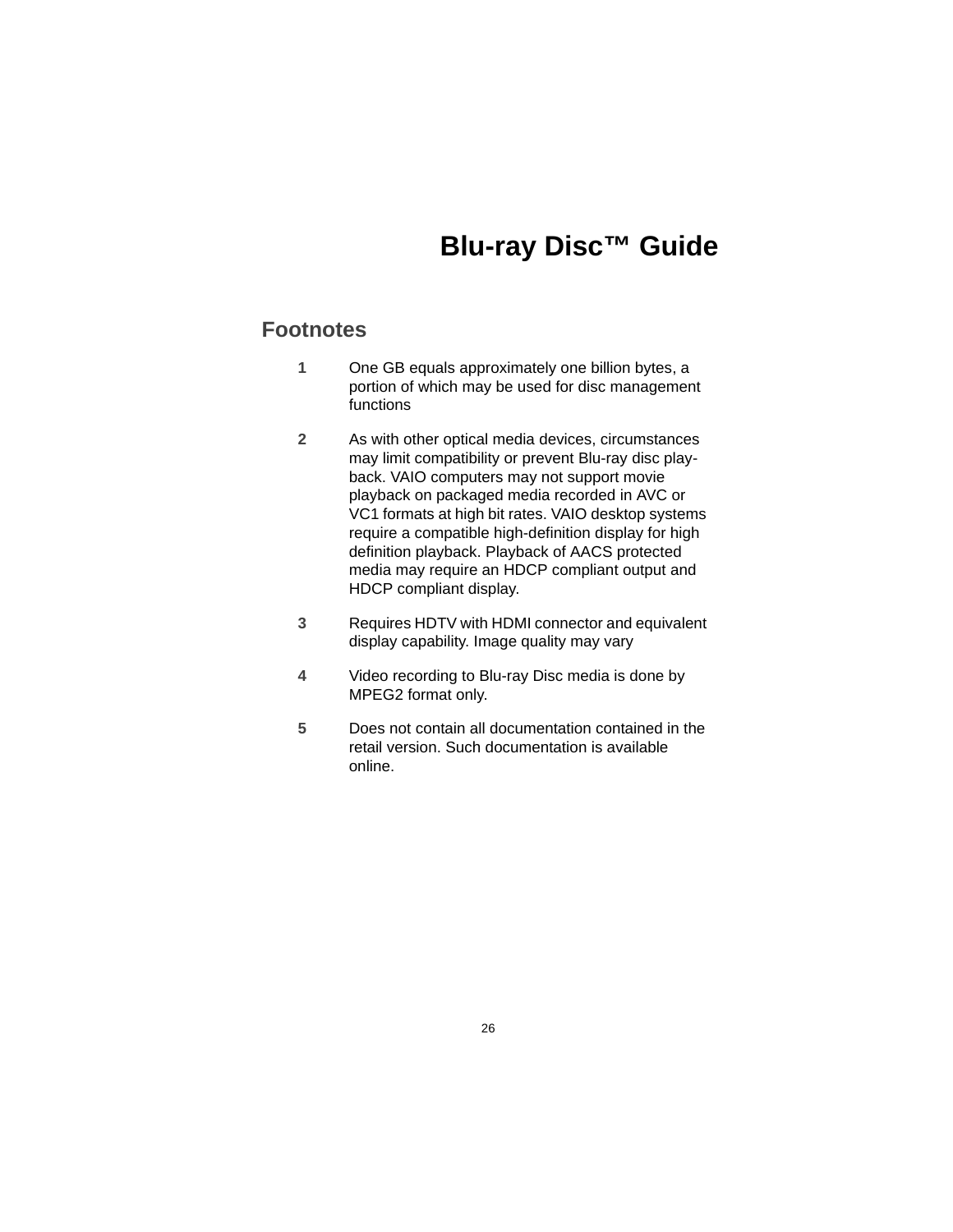# Blu-ray Disc™ Guide

## Footnotes

1. One GB equals approximately one billion bytes, a portion of which may be used for disc management functions

2. As with other optical media devices, circumstances may limit compatibility or prevent Blu-ray disc play-back. VAIO computers may not support movie playback on packaged media recorded in AVC or VC1 formats at high bit rates. VAIO desktop systems require a compatible high-definition display for high definition playback. Playback of AACS protected media may require an HDCP compliant output and HDCP compliant display.

3. Requires HDTV with HDMI connector and equivalent display capability. Image quality may vary

4. Video recording to Blu-ray Disc media is done by MPEG2 format only.

5. Does not contain all documentation contained in the retail version. Such documentation is available online.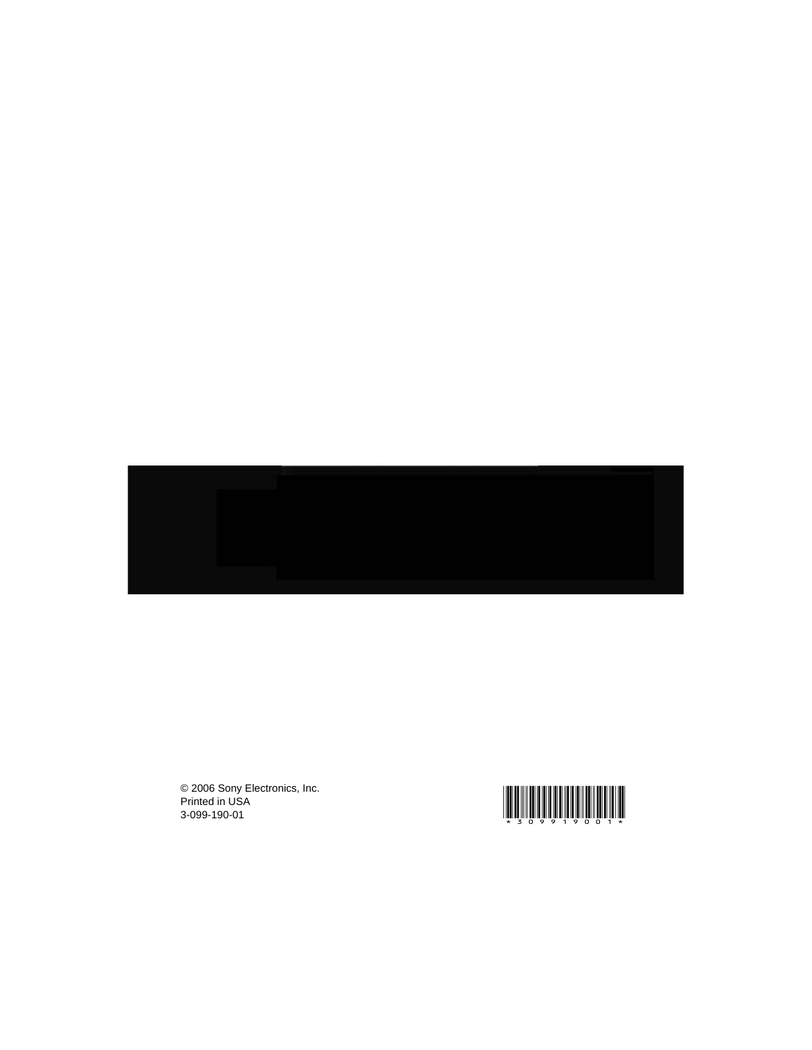© 2006 Sony Electronics, Inc.
Printed in USA
3-099-190-01

*3099190 01*